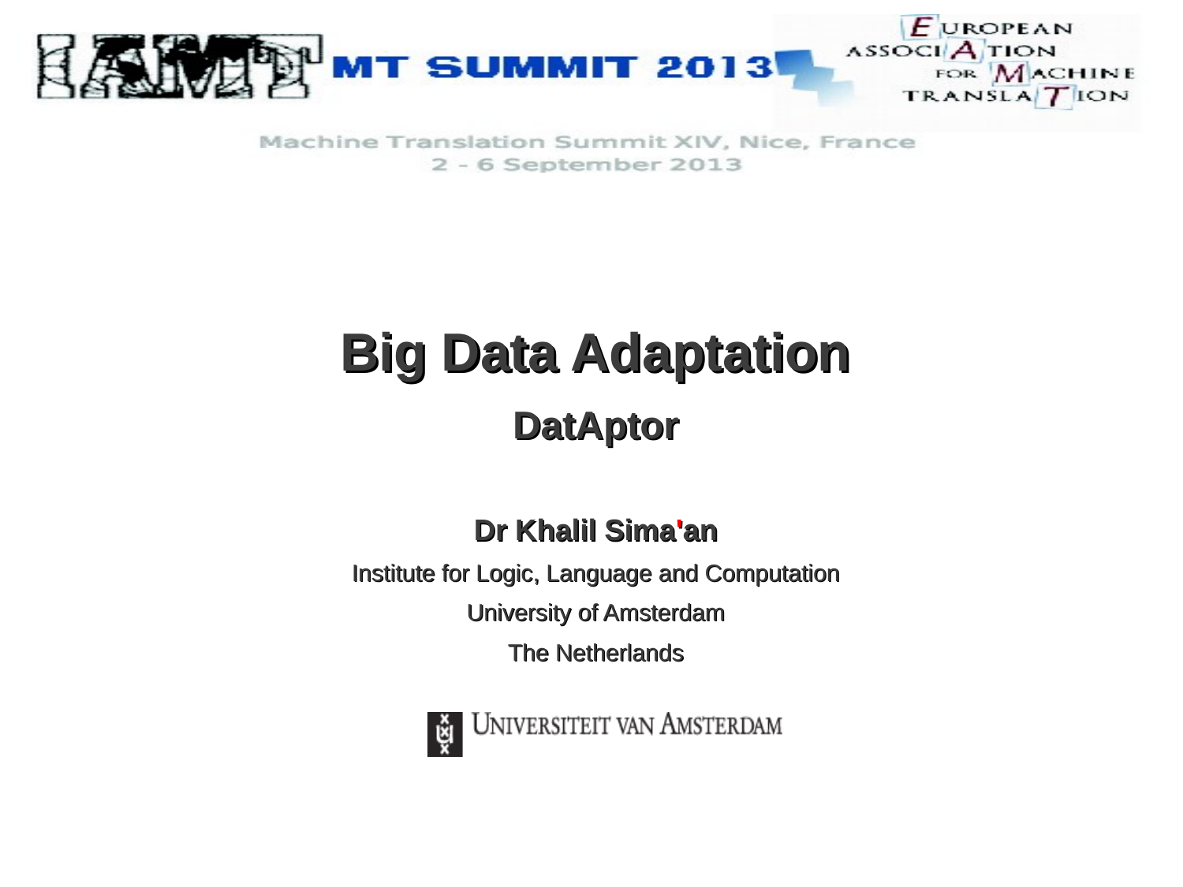MT SUMMIT 2013

EUROPEAN ASSOCIATION FOR MACHINE TRANSLATION

Machine Translation Summit XIV, Nice, France
2 - 6 September 2013

# Big Data Adaptation

## DatAptor

**Dr Khalil Sima'an**

Institute for Logic, Language and Computation

University of Amsterdam

The Netherlands

UNIVERSITEIT VAN AMSTERDAM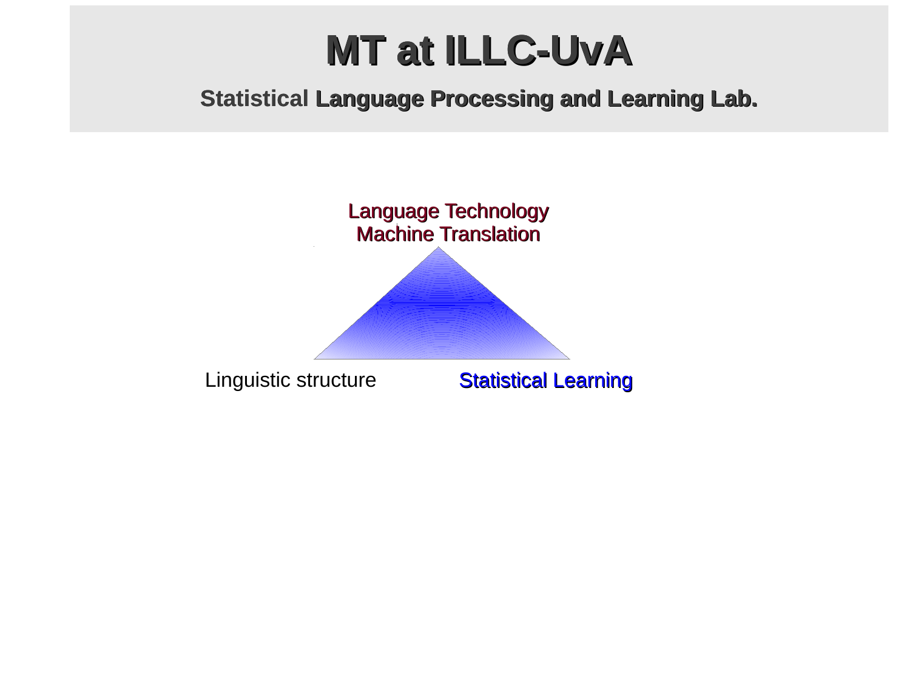# MT at ILLC-UvA

**Statistical Language Processing and Learning Lab.**

Language Technology
Machine Translation

Linguistic structure

Statistical Learning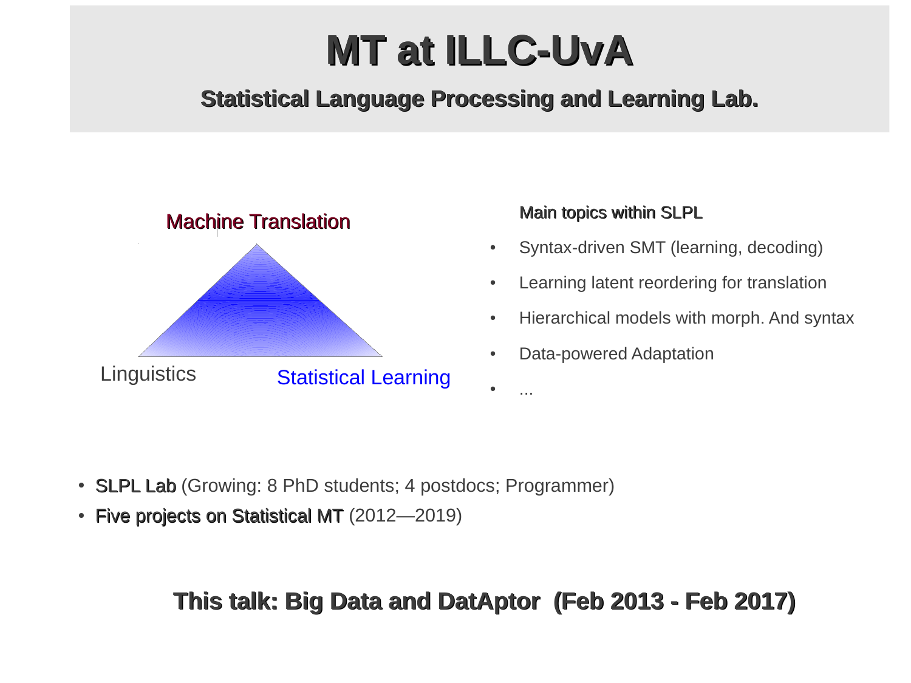# MT at ILLC-UvA

## Statistical Language Processing and Learning Lab.

Machine Translation

Linguistics

Statistical Learning

**Main topics within SLPL**

- Syntax-driven SMT (learning, decoding)
- Learning latent reordering for translation
- Hierarchical models with morph. And syntax
- Data-powered Adaptation
- ...

- **SLPL Lab** (Growing: 8 PhD students; 4 postdocs; Programmer)
- **Five projects on Statistical MT** (2012—2019)

**This talk: Big Data and DatAptor (Feb 2013 - Feb 2017)**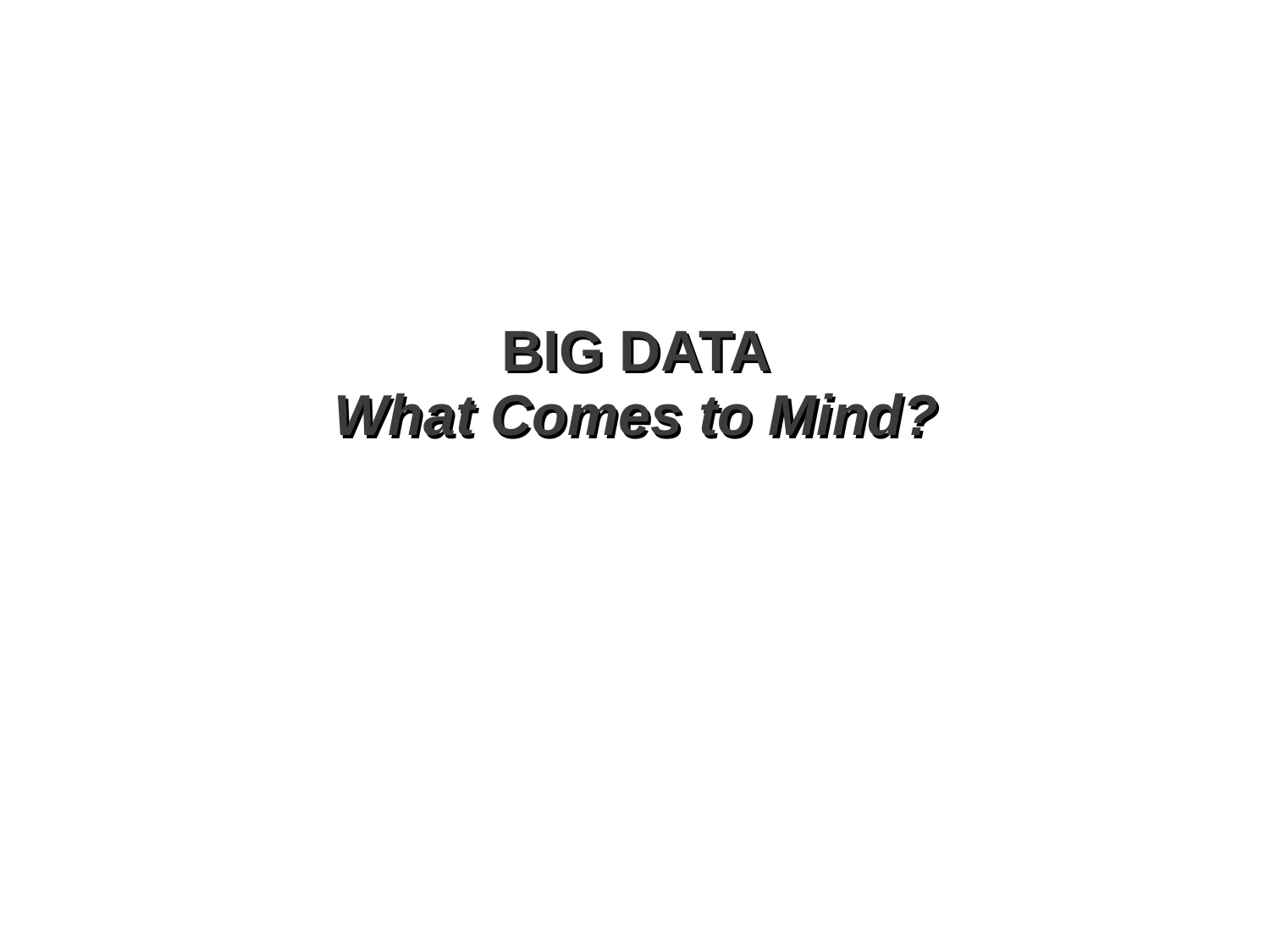# BIG DATA
## *What Comes to Mind?*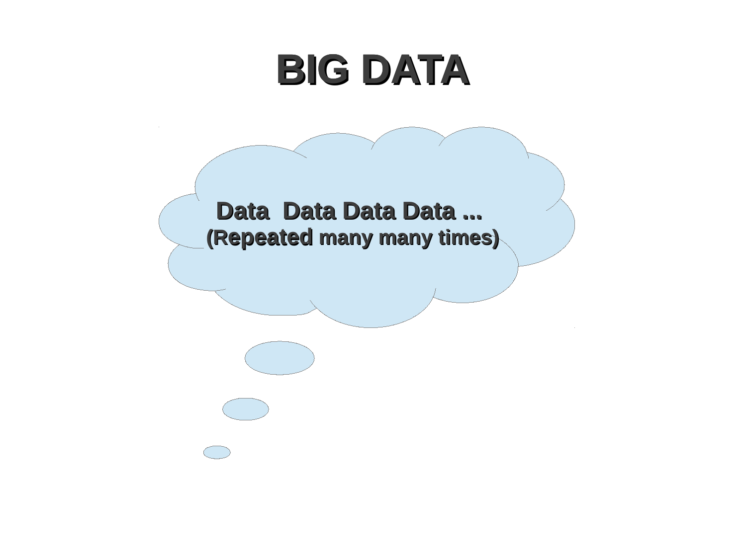# BIG DATA

**Data Data Data Data ...**
**(Repeated many many times)**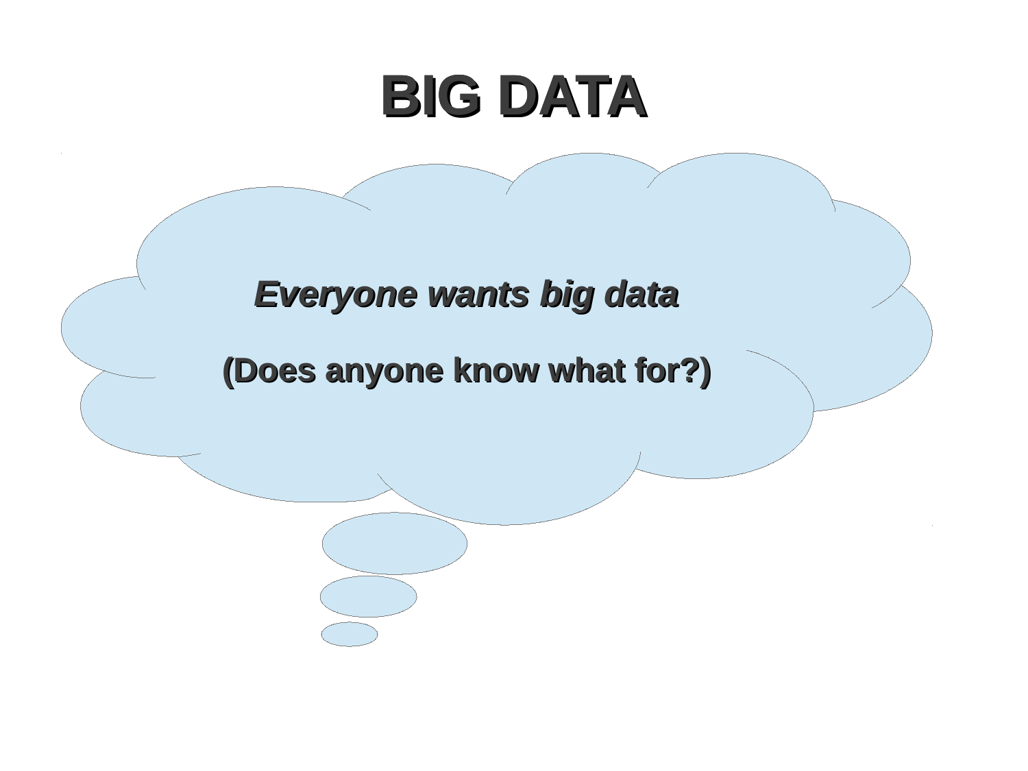# BIG DATA

***Everyone wants big data***

**(Does anyone know what for?)**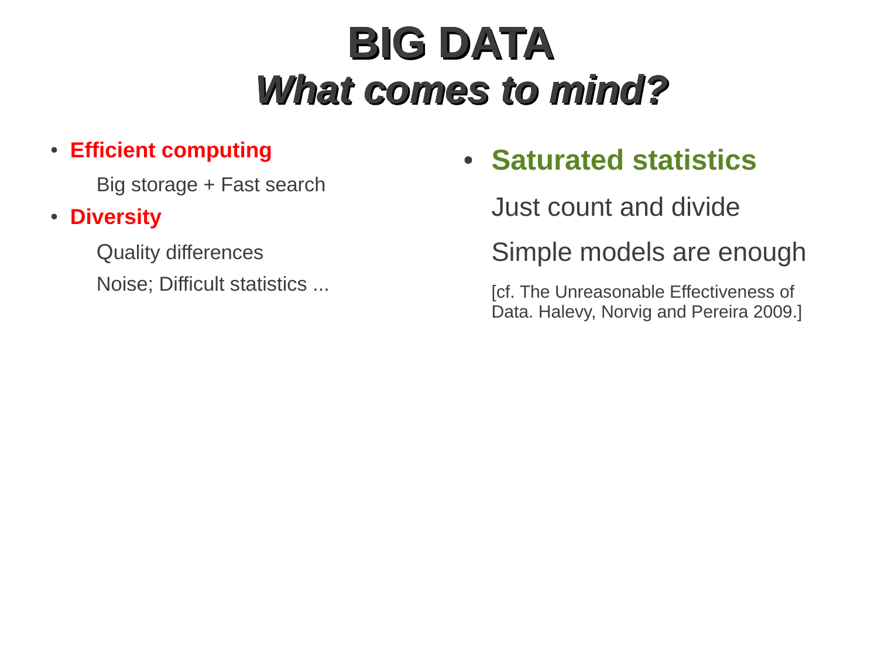# BIG DATA

## *What comes to mind?*

- **Efficient computing**

  Big storage + Fast search

- **Diversity**

  Quality differences

  Noise; Difficult statistics ...

- **Saturated statistics**

  Just count and divide

  Simple models are enough

  [cf. The Unreasonable Effectiveness of Data. Halevy, Norvig and Pereira 2009.]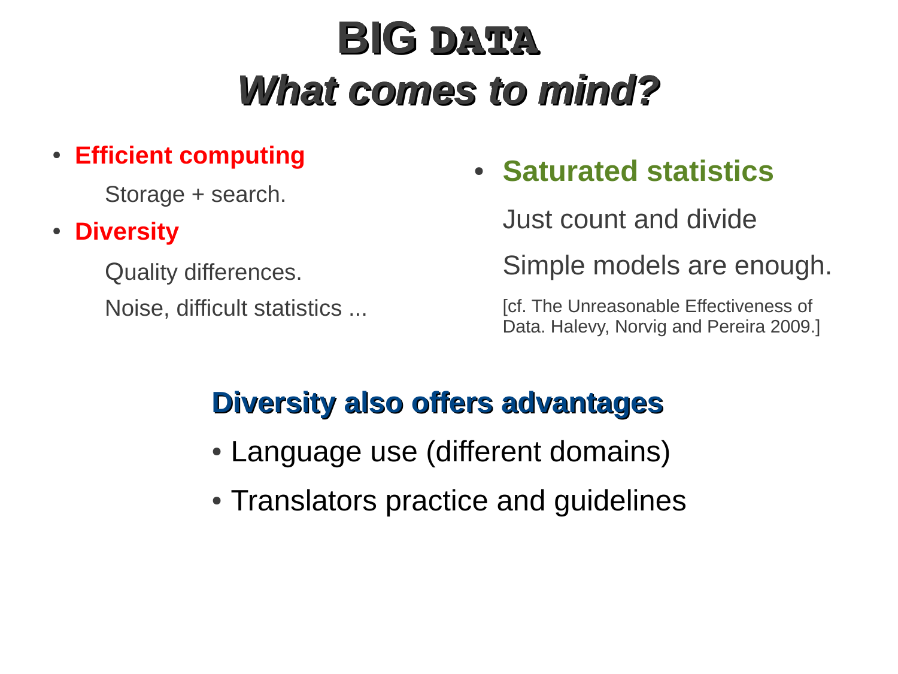# BIG DATA
## *What comes to mind?*

- **Efficient computing**

  Storage + search.

- **Diversity**

  Quality differences.

  Noise, difficult statistics ...

- **Saturated statistics**

  Just count and divide

  Simple models are enough.

  [cf. The Unreasonable Effectiveness of Data. Halevy, Norvig and Pereira 2009.]

**Diversity also offers advantages**

- Language use (different domains)
- Translators practice and guidelines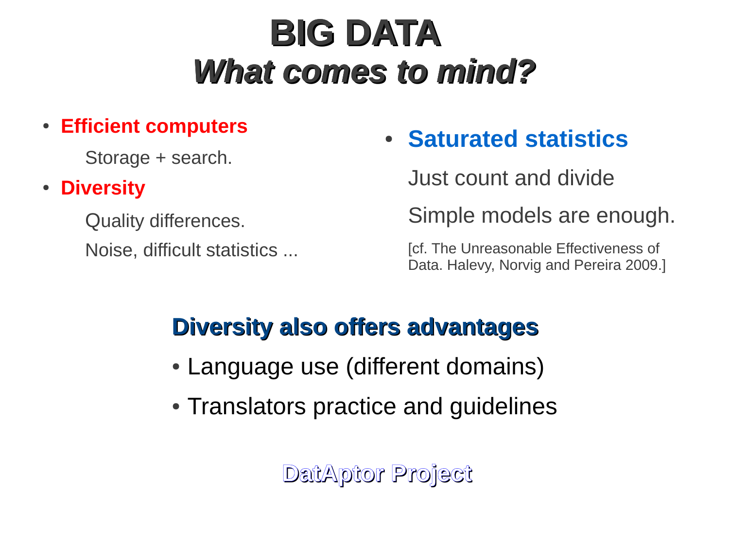# BIG DATA
## *What comes to mind?*

- **Efficient computers**

  Storage + search.

- **Diversity**

  Quality differences.

  Noise, difficult statistics ...

- **Saturated statistics**

  Just count and divide

  Simple models are enough.

  [cf. The Unreasonable Effectiveness of Data. Halevy, Norvig and Pereira 2009.]

### Diversity also offers advantages

- Language use (different domains)
- Translators practice and guidelines

**DatAptor Project**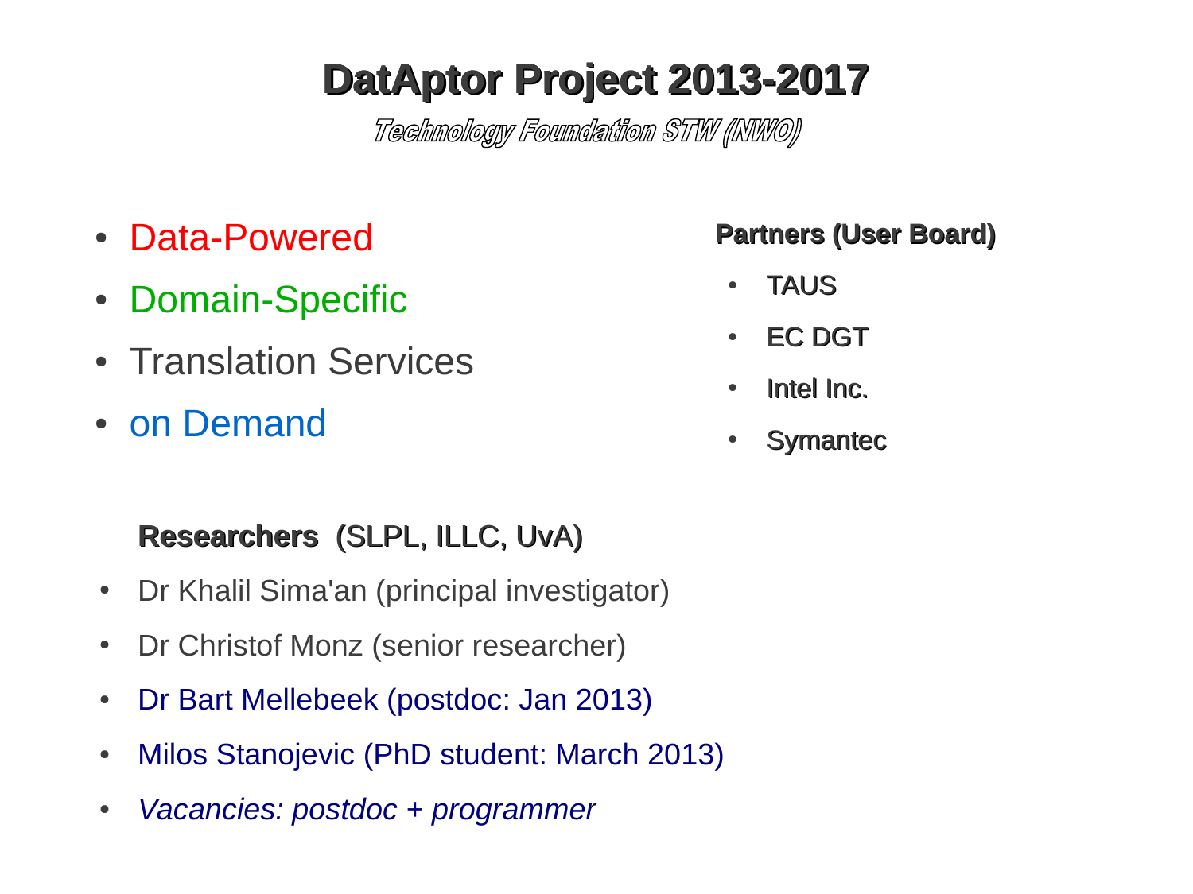# DatAptor Project 2013-2017

*Technology Foundation STW (NWO)*

- Data-Powered
- Domain-Specific
- Translation Services
- on Demand

**Partners (User Board)**

- TAUS
- EC DGT
- Intel Inc.
- Symantec

**Researchers** (SLPL, ILLC, UvA)

- Dr Khalil Sima'an (principal investigator)
- Dr Christof Monz (senior researcher)
- Dr Bart Mellebeek (postdoc: Jan 2013)
- Milos Stanojevic (PhD student: March 2013)
- *Vacancies: postdoc + programmer*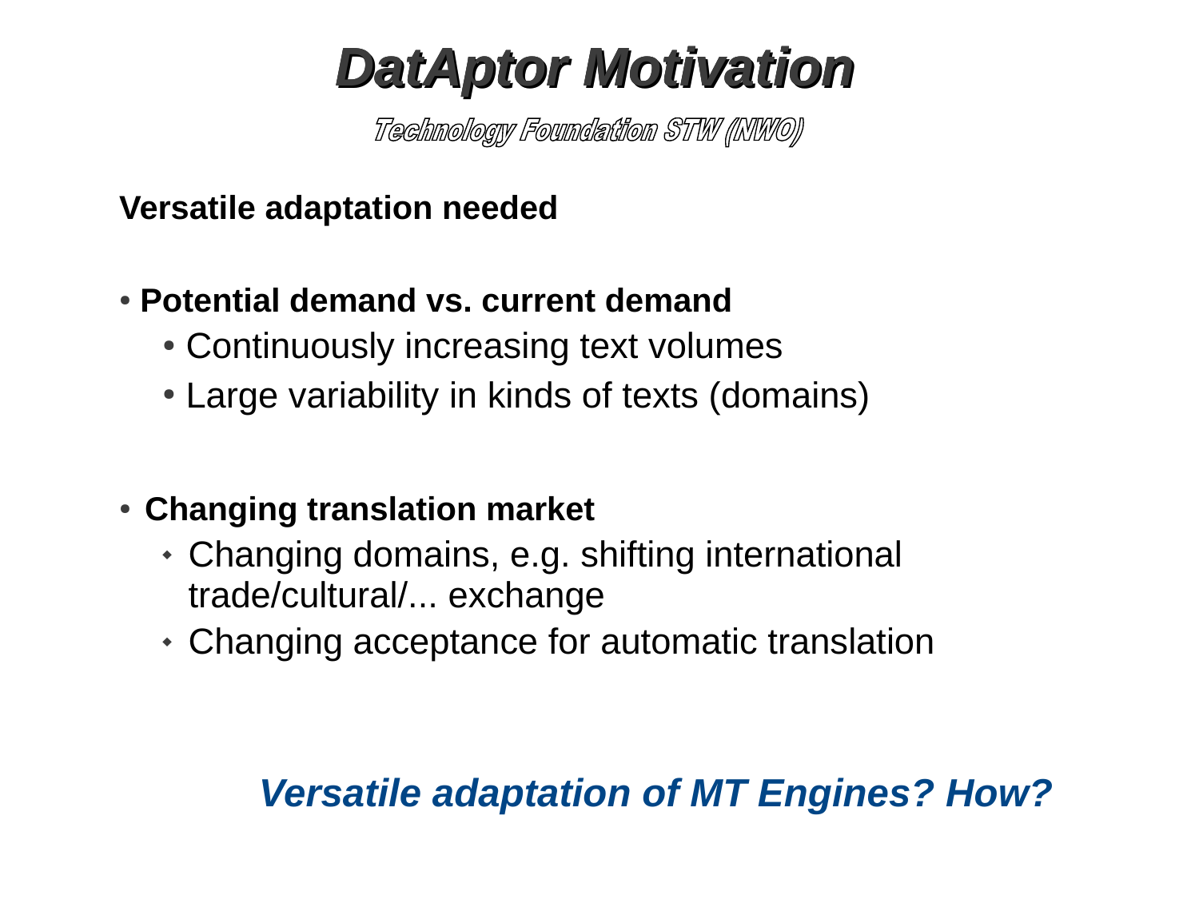# DatAptor Motivation

*Technology Foundation STW (NWO)*

**Versatile adaptation needed**

- **Potential demand vs. current demand**
  - Continuously increasing text volumes
  - Large variability in kinds of texts (domains)

- **Changing translation market**
  - Changing domains, e.g. shifting international trade/cultural/... exchange
  - Changing acceptance for automatic translation

***Versatile adaptation of MT Engines? How?***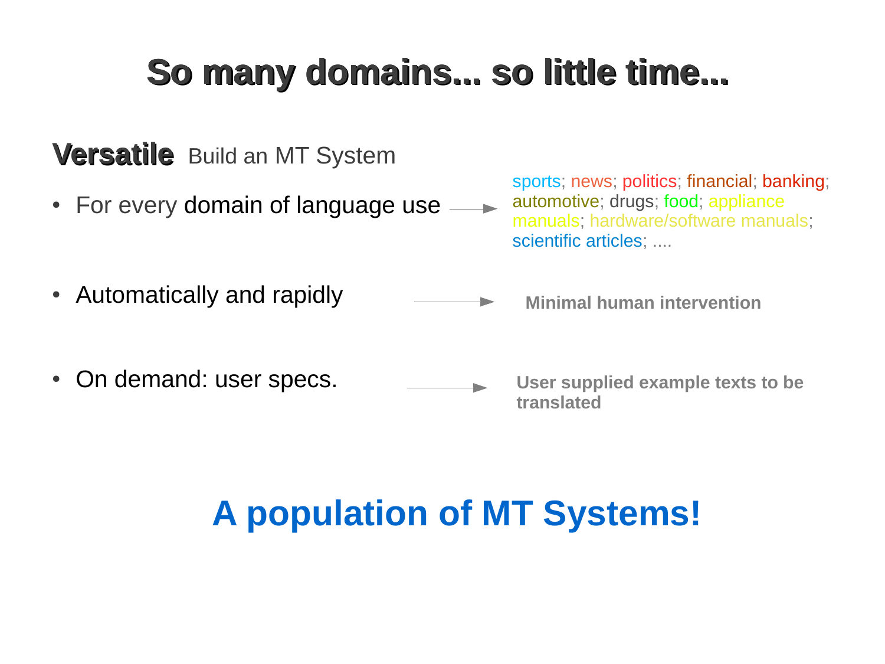# So many domains... so little time...

**Versatile** Build an MT System

- For every domain of language use → sports; news; politics; financial; banking; automotive; drugs; food; appliance manuals; hardware/software manuals; scientific articles; ....
- Automatically and rapidly → **Minimal human intervention**
- On demand: user specs. → **User supplied example texts to be translated**

## A population of MT Systems!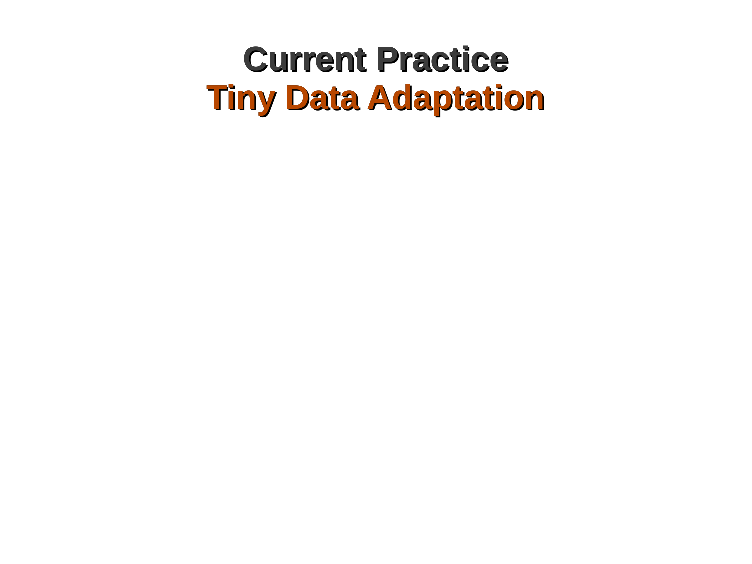# Current Practice
## Tiny Data Adaptation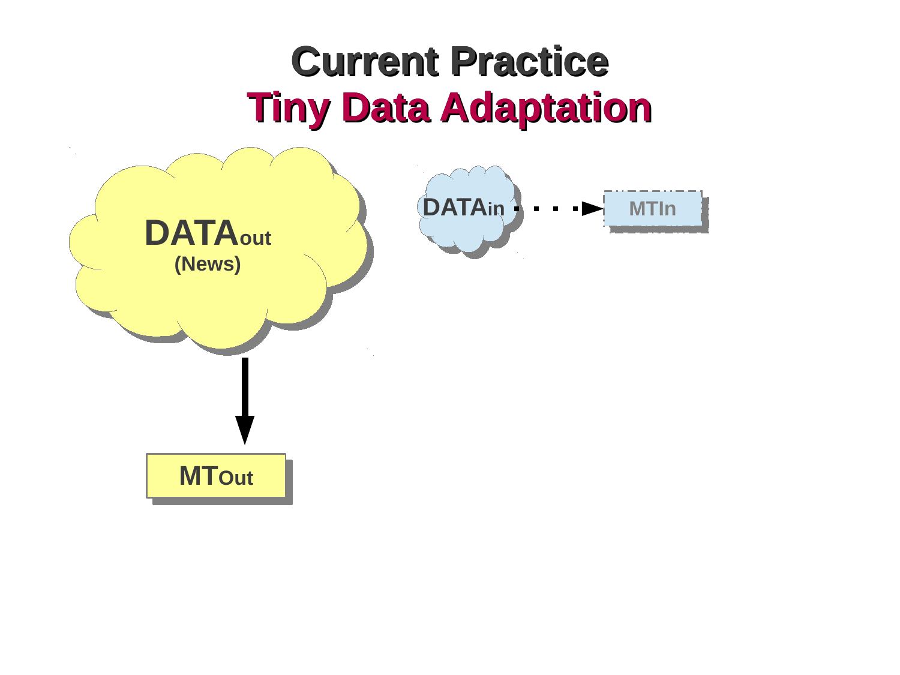# Current Practice
## Tiny Data Adaptation

DATA$_{out}$ (News)

MT$_{Out}$

DATA$_{in}$

MT$_{In}$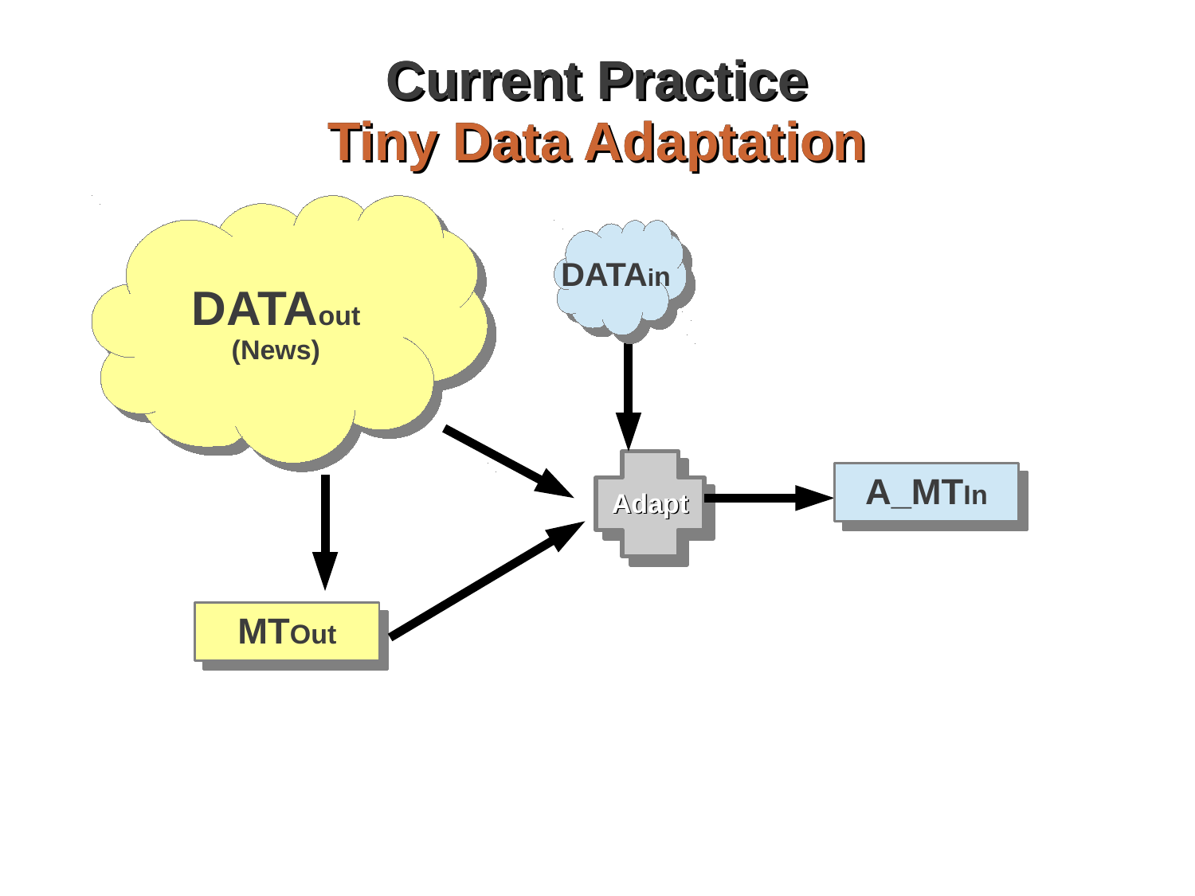# Current Practice

## Tiny Data Adaptation

DATA$_{out}$
(News)

DATA$_{in}$

Adapt

MT$_{Out}$

A_MT$_{In}$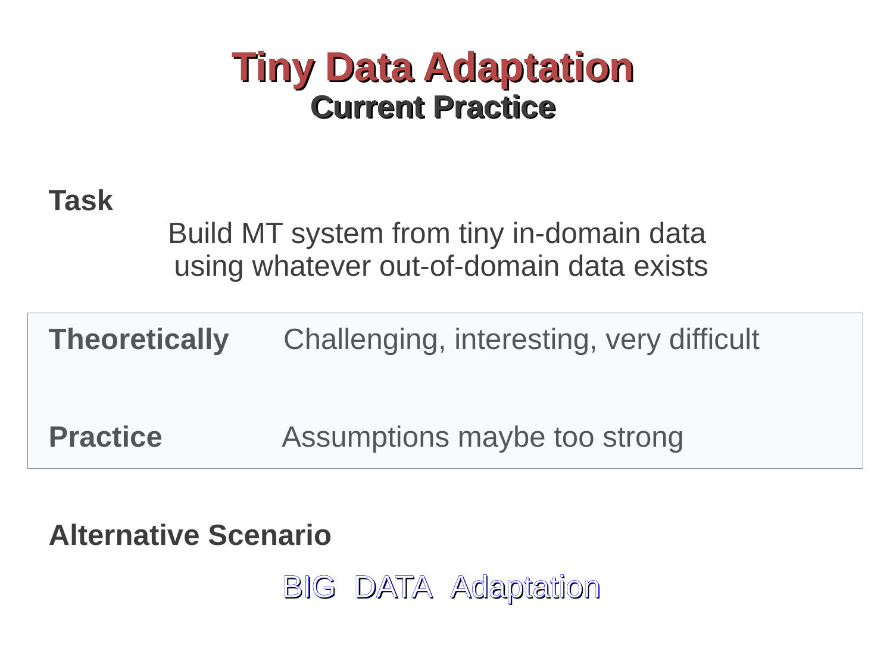# Tiny Data Adaptation

## Current Practice

**Task**

Build MT system from tiny in-domain data
using whatever out-of-domain data exists

| | |
|---|---|
| **Theoretically** | Challenging, interesting, very difficult |
| **Practice** | Assumptions maybe too strong |

**Alternative Scenario**

BIG DATA Adaptation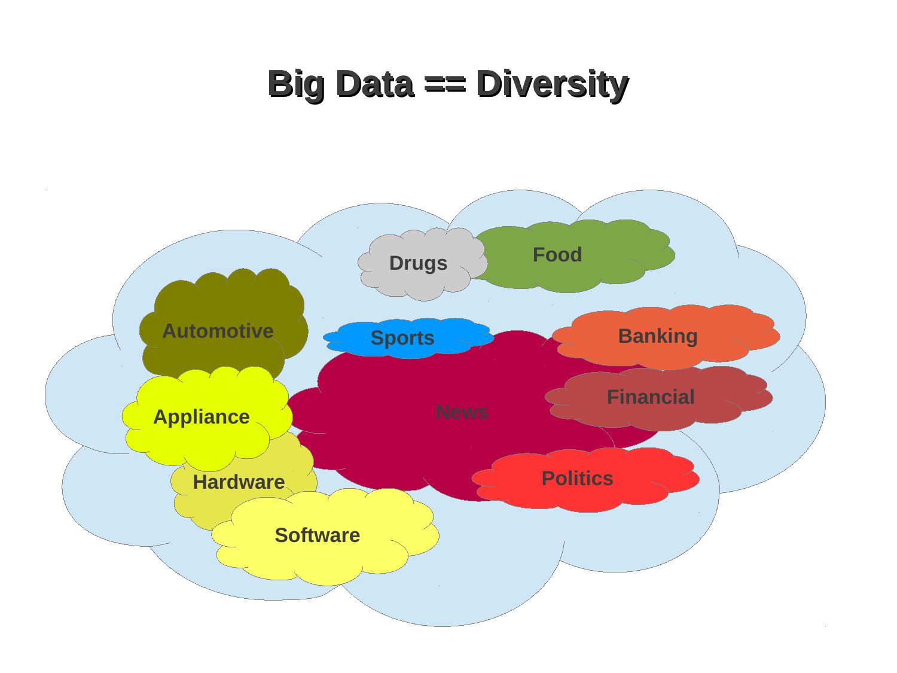# Big Data == Diversity

Drugs
Food
Automotive
Sports
Banking
News
Financial
Appliance
Hardware
Politics
Software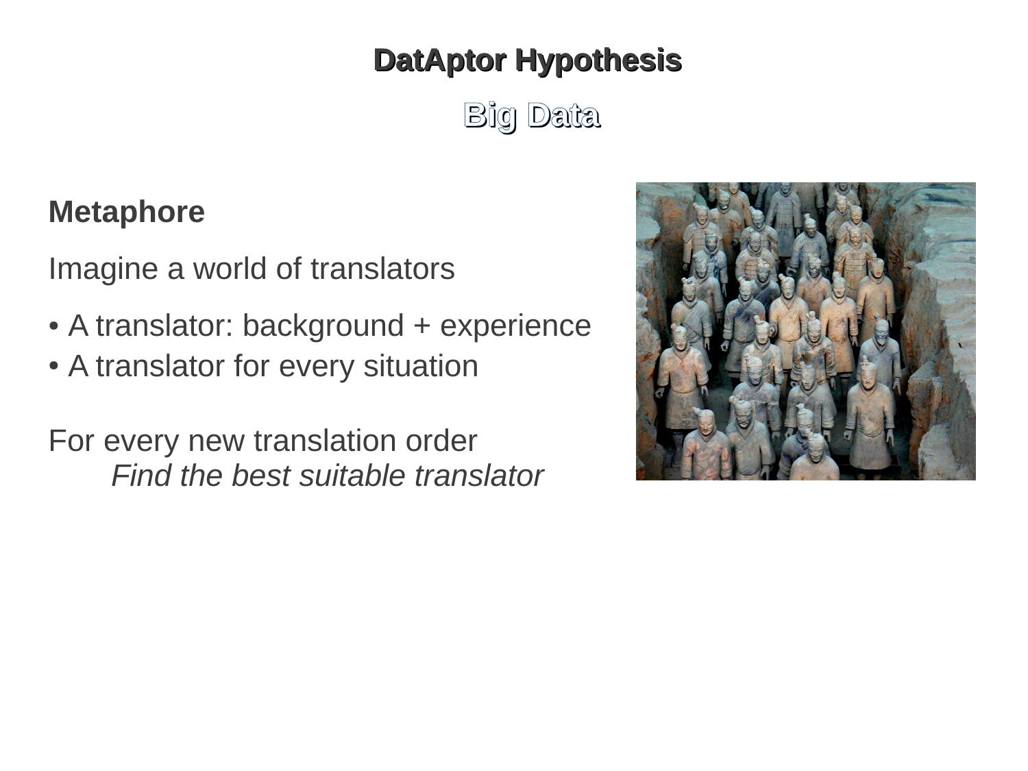# DatAptor Hypothesis

## Big Data

**Metaphore**

Imagine a world of translators

- A translator: background + experience
- A translator for every situation

For every new translation order
*Find the best suitable translator*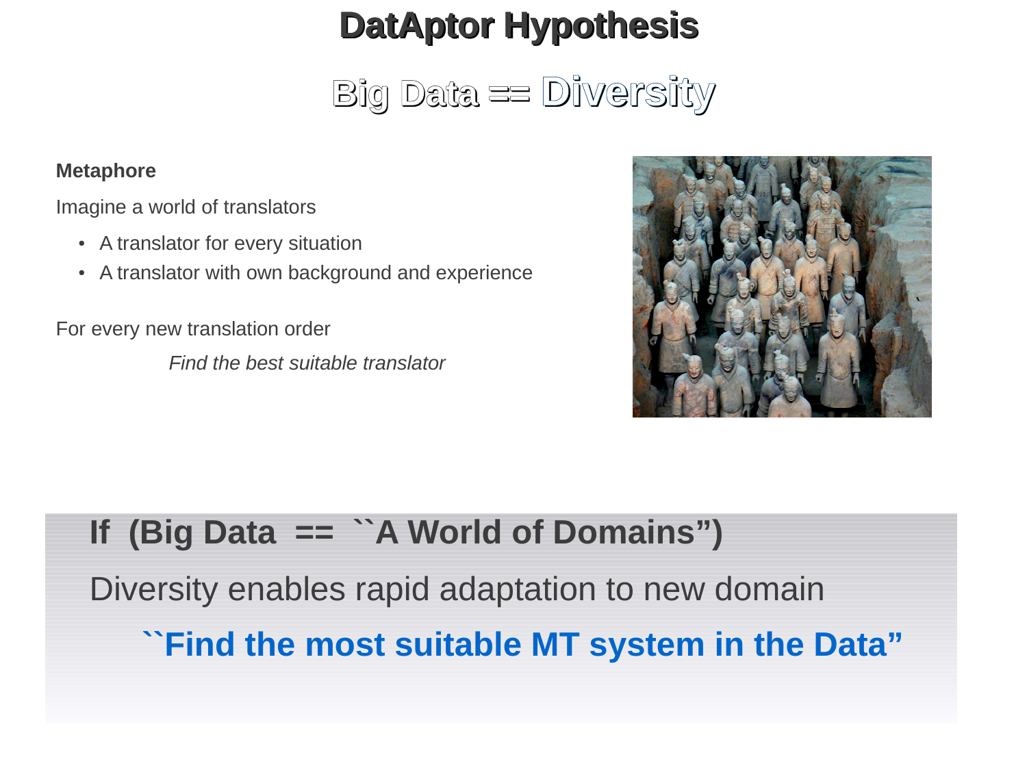# DatAptor Hypothesis

## Big Data == Diversity

**Metaphore**

Imagine a world of translators

- A translator for every situation
- A translator with own background and experience

For every new translation order

*Find the best suitable translator*

**If (Big Data == ``A World of Domains")**

Diversity enables rapid adaptation to new domain

**``Find the most suitable MT system in the Data"**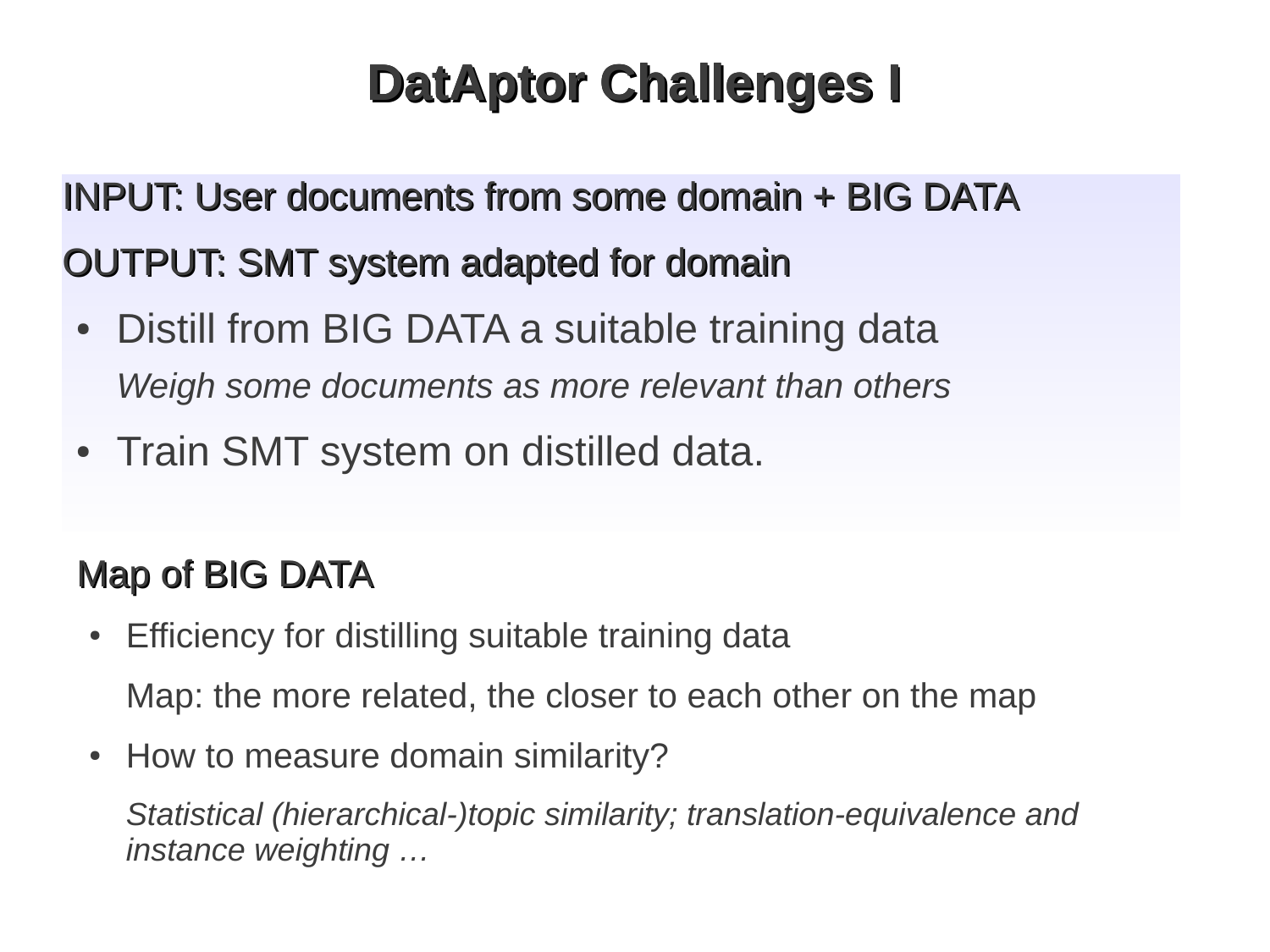# DatAptor Challenges I

**INPUT: User documents from some domain + BIG DATA**

**OUTPUT: SMT system adapted for domain**

- Distill from BIG DATA a suitable training data

  *Weigh some documents as more relevant than others*

- Train SMT system on distilled data.

## Map of BIG DATA

- Efficiency for distilling suitable training data

  Map: the more related, the closer to each other on the map

- How to measure domain similarity?

  *Statistical (hierarchical-)topic similarity; translation-equivalence and instance weighting …*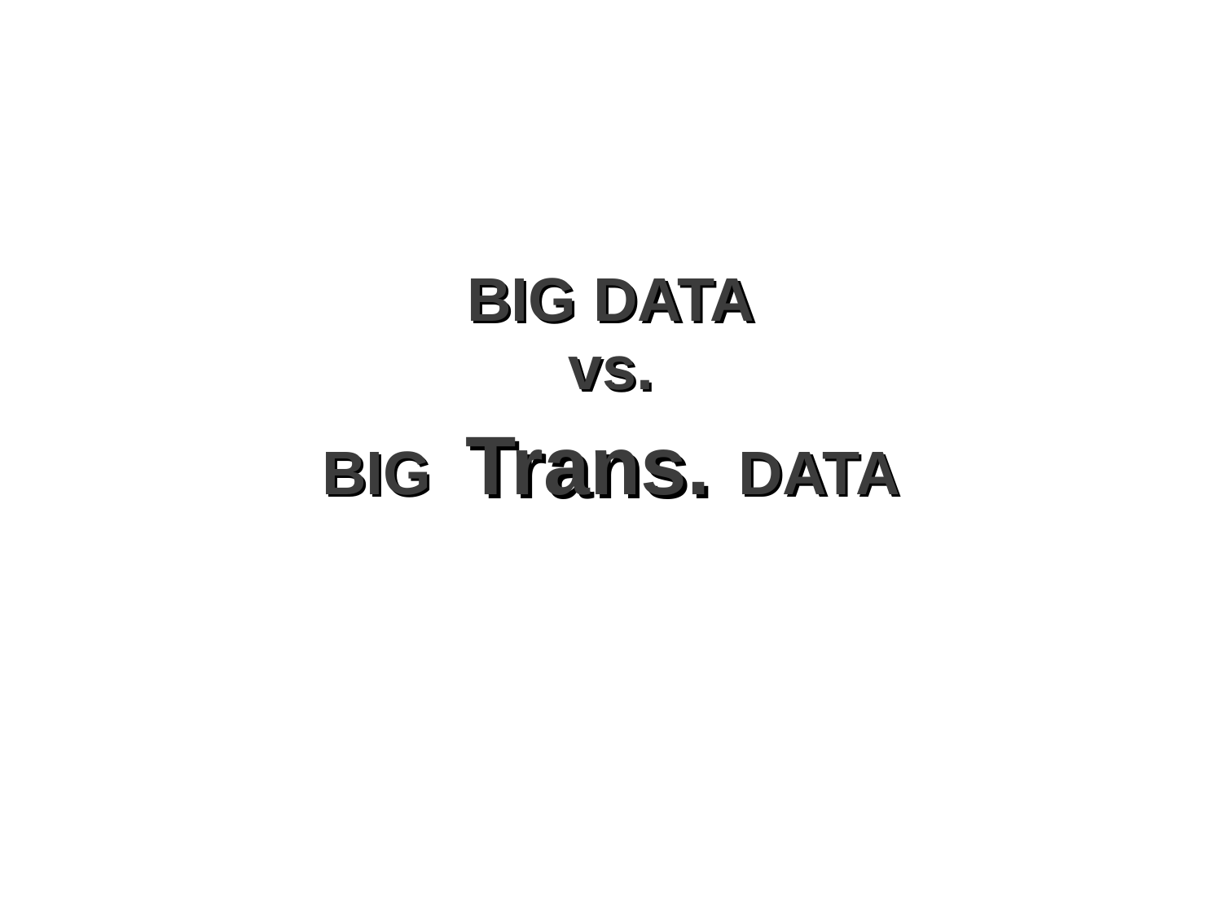**BIG DATA**

**VS.**

**BIG Trans. DATA**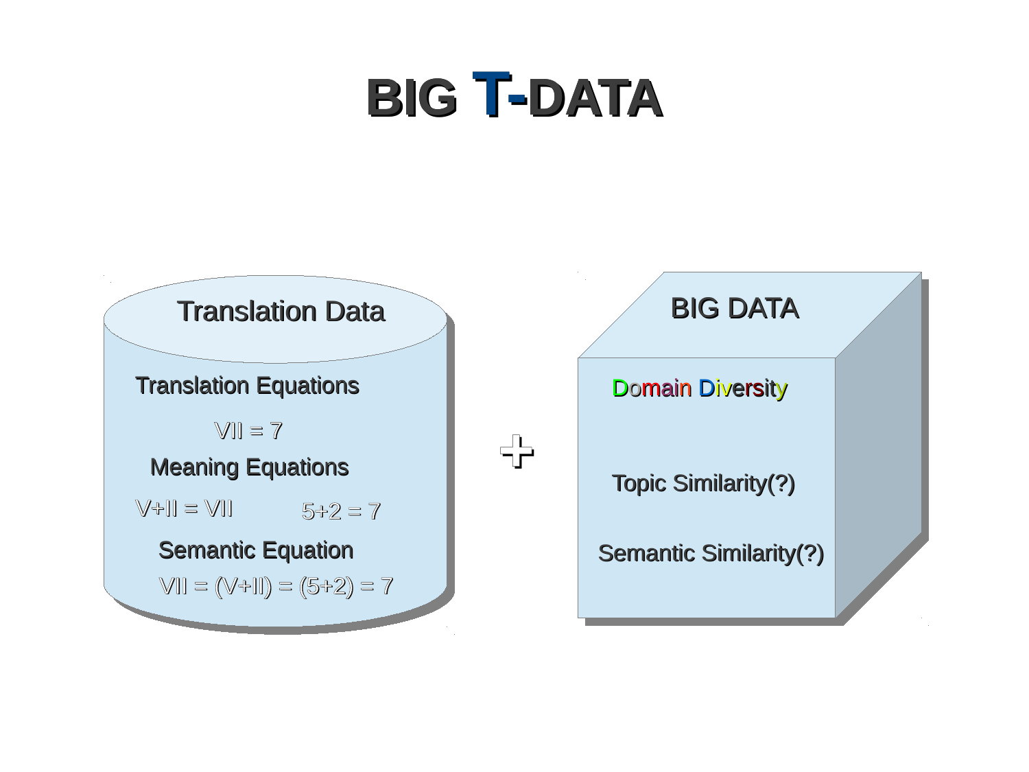# BIG T-DATA

**Translation Data**

Translation Equations

VII = 7

Meaning Equations

V+II = VII

5+2 = 7

Semantic Equation

VII = (V+II) = (5+2) = 7

+

**BIG DATA**

Domain Diversity

Topic Similarity(?)

Semantic Similarity(?)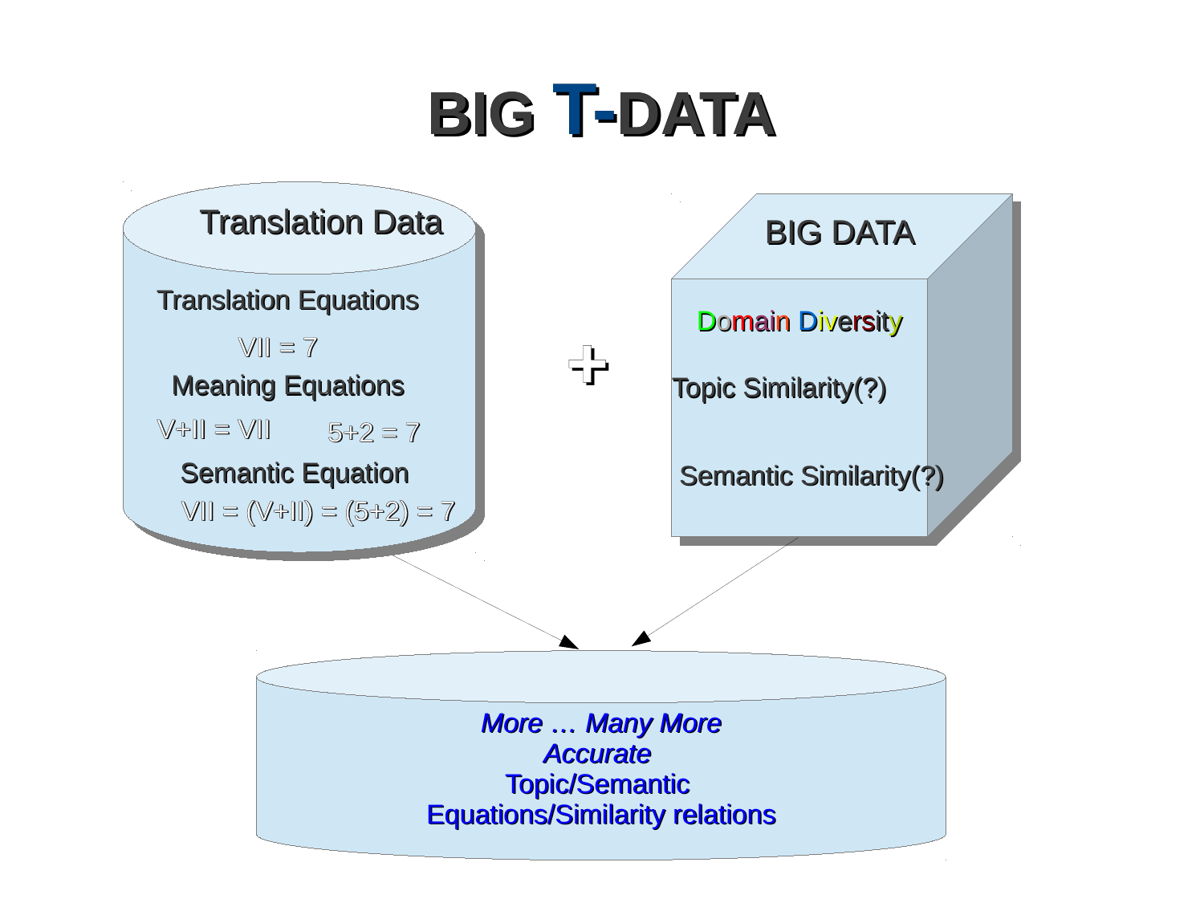# BIG T-DATA

**Translation Data**

Translation Equations

VII = 7

Meaning Equations

V+II = VII     5+2 = 7

Semantic Equation

VII = (V+II) = (5+2) = 7

+

**BIG DATA**

Domain Diversity

Topic Similarity(?)

Semantic Similarity(?)

*More … Many More*
*Accurate*
Topic/Semantic
Equations/Similarity relations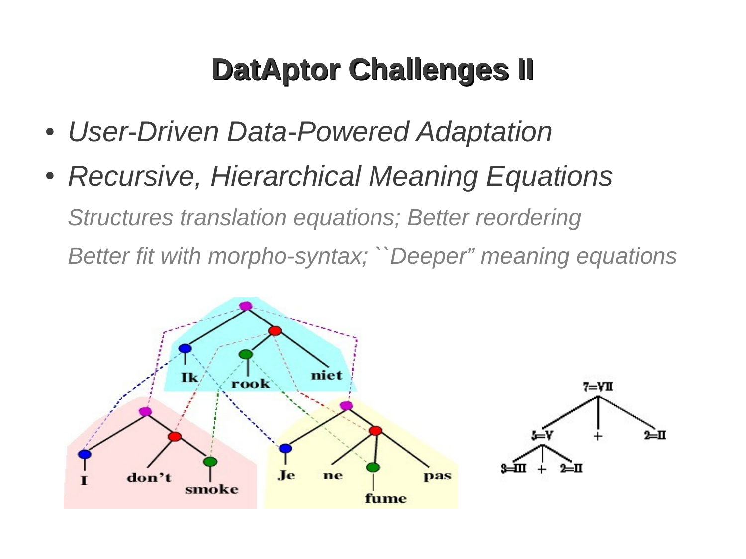# DatAptor Challenges II

- *User-Driven Data-Powered Adaptation*
- *Recursive, Hierarchical Meaning Equations*

  *Structures translation equations; Better reordering*

  *Better fit with morpho-syntax; ``Deeper” meaning equations*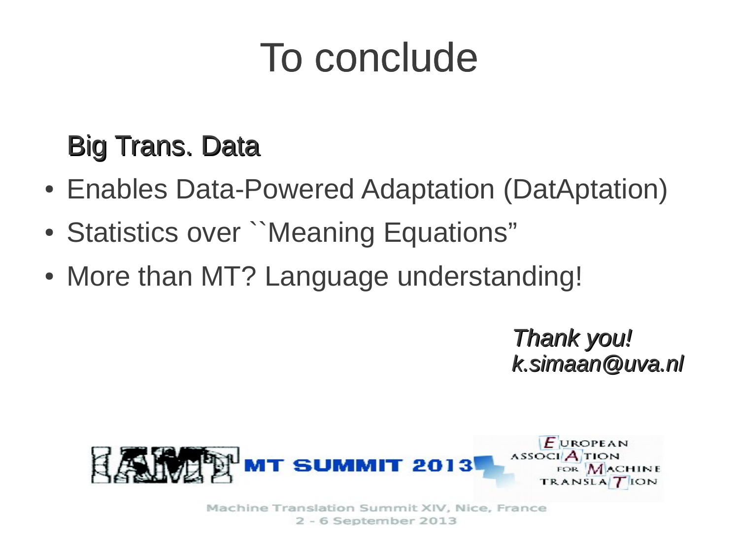# To conclude

**Big Trans. Data**

- Enables Data-Powered Adaptation (DatAptation)
- Statistics over ``Meaning Equations”
- More than MT? Language understanding!

*Thank you!*
*k.simaan@uva.nl*

MT SUMMIT 2013

EUROPEAN ASSOCIATION FOR MACHINE TRANSLATION

Machine Translation Summit XIV, Nice, France
2 - 6 September 2013